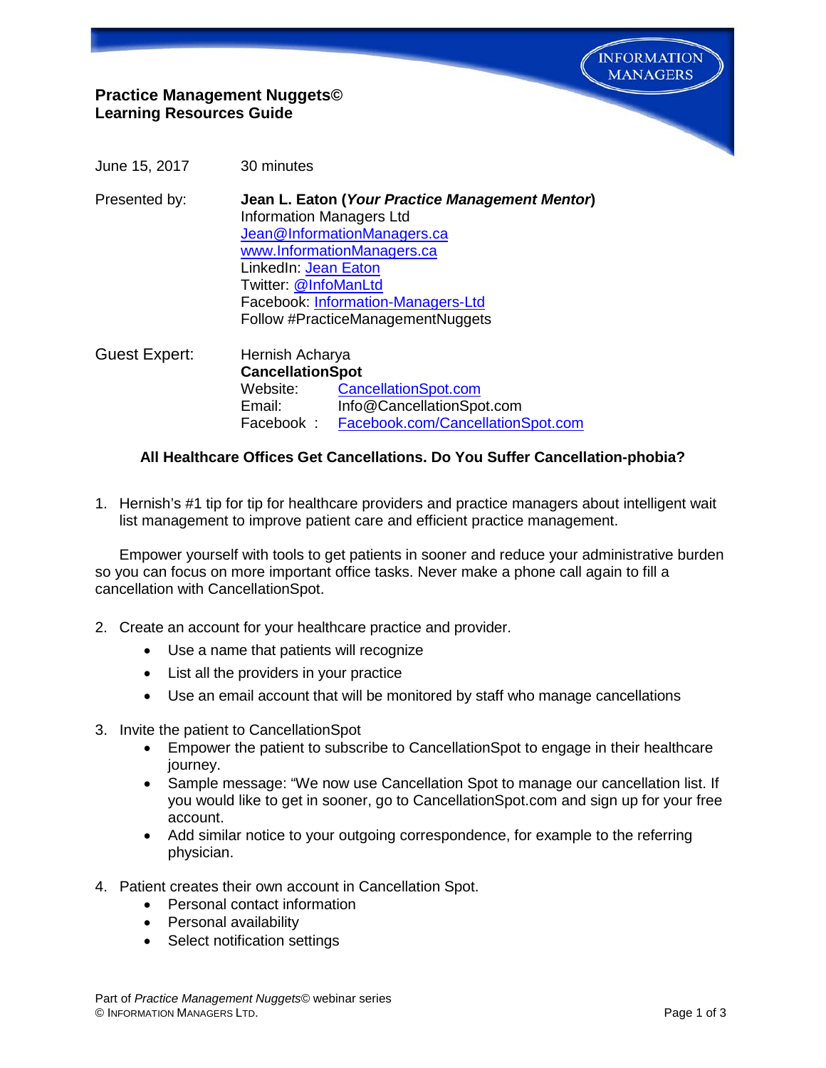# Practice Management Nuggets©
## Learning Resources Guide

INFORMATION MANAGERS

June 15, 2017 | 30 minutes

Presented by: **Jean L. Eaton (*Your Practice Management Mentor*)**
Information Managers Ltd
Jean@InformationManagers.ca
www.InformationManagers.ca
LinkedIn: Jean Eaton
Twitter: @InfoManLtd
Facebook: Information-Managers-Ltd
Follow #PracticeManagementNuggets

Guest Expert: Hernish Acharya
**CancellationSpot**
Website: CancellationSpot.com
Email: Info@CancellationSpot.com
Facebook : Facebook.com/CancellationSpot.com

**All Healthcare Offices Get Cancellations. Do You Suffer Cancellation-phobia?**

1. Hernish's #1 tip for tip for healthcare providers and practice managers about intelligent wait list management to improve patient care and efficient practice management.

   Empower yourself with tools to get patients in sooner and reduce your administrative burden so you can focus on more important office tasks. Never make a phone call again to fill a cancellation with CancellationSpot.

2. Create an account for your healthcare practice and provider.
   - Use a name that patients will recognize
   - List all the providers in your practice
   - Use an email account that will be monitored by staff who manage cancellations

3. Invite the patient to CancellationSpot
   - Empower the patient to subscribe to CancellationSpot to engage in their healthcare journey.
   - Sample message: "We now use Cancellation Spot to manage our cancellation list. If you would like to get in sooner, go to CancellationSpot.com and sign up for your free account.
   - Add similar notice to your outgoing correspondence, for example to the referring physician.

4. Patient creates their own account in Cancellation Spot.
   - Personal contact information
   - Personal availability
   - Select notification settings

Part of *Practice Management Nuggets*© webinar series
© Information Managers Ltd.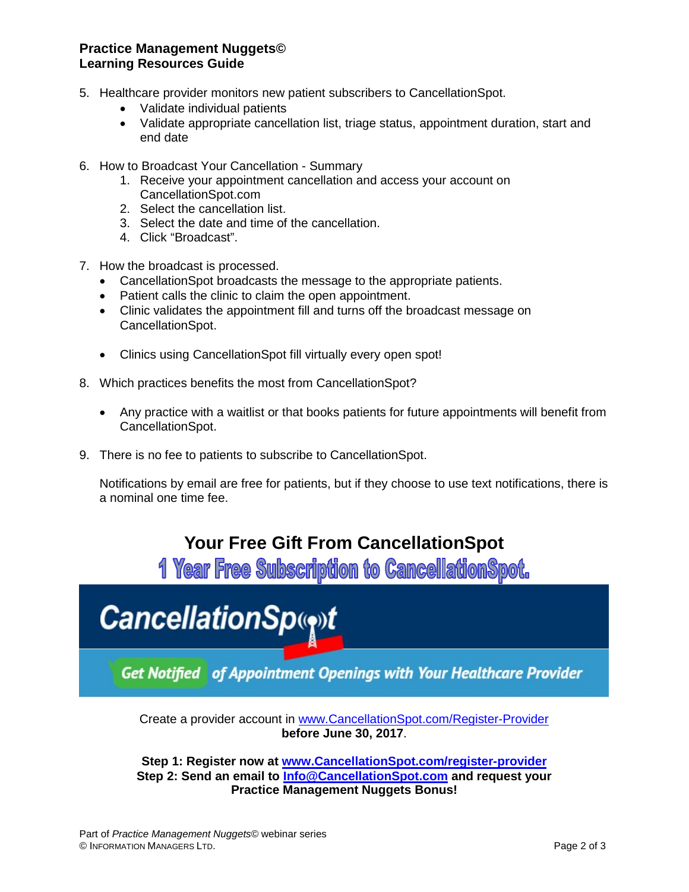**Practice Management Nuggets©**
**Learning Resources Guide**

5. Healthcare provider monitors new patient subscribers to CancellationSpot.
    - Validate individual patients
    - Validate appropriate cancellation list, triage status, appointment duration, start and end date

6. How to Broadcast Your Cancellation - Summary
    1. Receive your appointment cancellation and access your account on CancellationSpot.com
    2. Select the cancellation list.
    3. Select the date and time of the cancellation.
    4. Click "Broadcast".

7. How the broadcast is processed.
    - CancellationSpot broadcasts the message to the appropriate patients.
    - Patient calls the clinic to claim the open appointment.
    - Clinic validates the appointment fill and turns off the broadcast message on CancellationSpot.

    - Clinics using CancellationSpot fill virtually every open spot!

8. Which practices benefits the most from CancellationSpot?

    - Any practice with a waitlist or that books patients for future appointments will benefit from CancellationSpot.

9. There is no fee to patients to subscribe to CancellationSpot.

    Notifications by email are free for patients, but if they choose to use text notifications, there is a nominal one time fee.

## Your Free Gift From CancellationSpot

**1 Year Free Subscription to CancellationSpot.**

CancellationSpot

Get Notified of Appointment Openings with Your Healthcare Provider

Create a provider account in www.CancellationSpot.com/Register-Provider **before June 30, 2017**.

**Step 1: Register now at www.CancellationSpot.com/register-provider**
**Step 2: Send an email to Info@CancellationSpot.com and request your Practice Management Nuggets Bonus!**

Part of *Practice Management Nuggets*© webinar series
© INFORMATION MANAGERS LTD.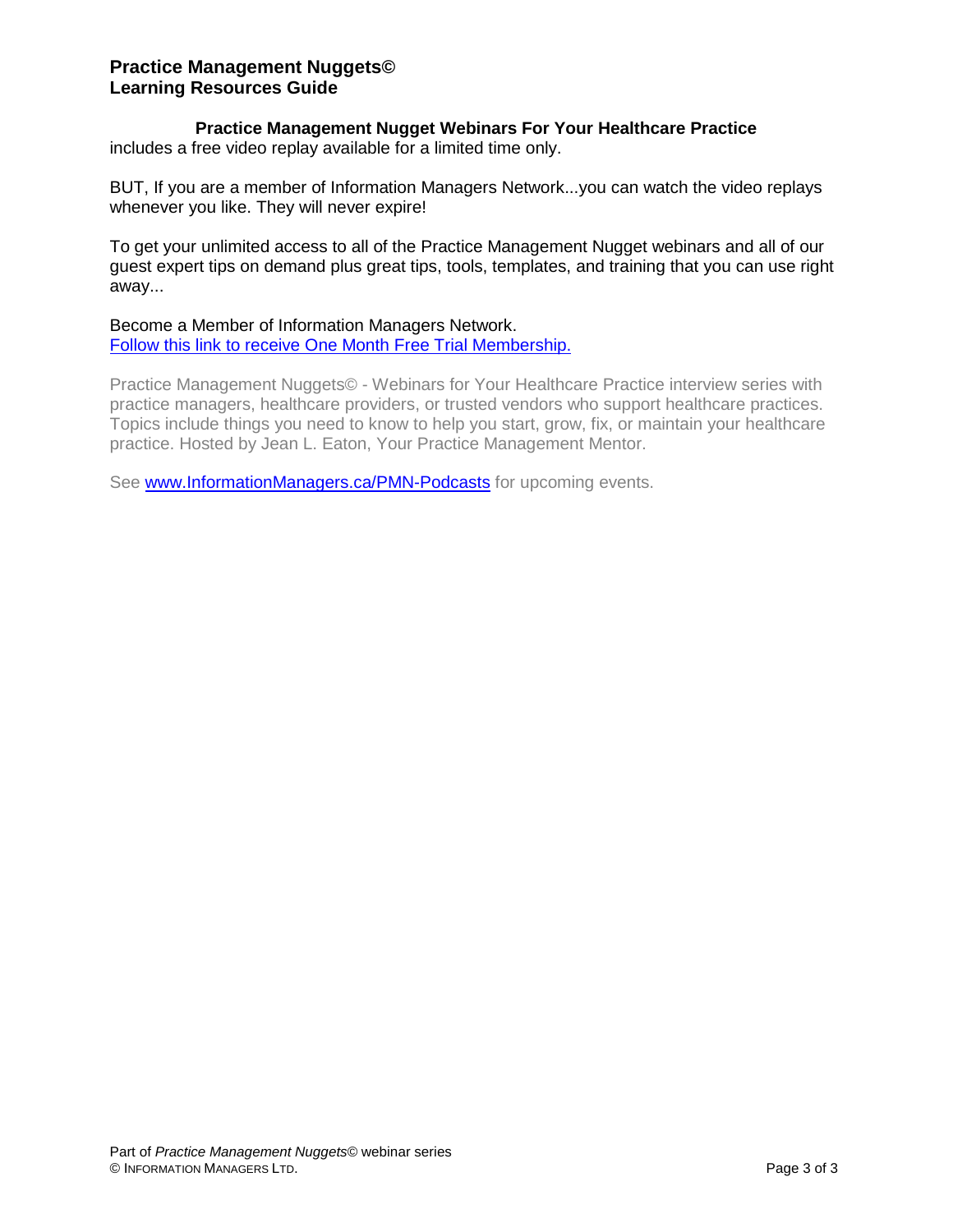**Practice Management Nugget Webinars For Your Healthcare Practice** includes a free video replay available for a limited time only.

BUT, If you are a member of Information Managers Network...you can watch the video replays whenever you like. They will never expire!

To get your unlimited access to all of the Practice Management Nugget webinars and all of our guest expert tips on demand plus great tips, tools, templates, and training that you can use right away...

Become a Member of Information Managers Network.
Follow this link to receive One Month Free Trial Membership.

Practice Management Nuggets© - Webinars for Your Healthcare Practice interview series with practice managers, healthcare providers, or trusted vendors who support healthcare practices. Topics include things you need to know to help you start, grow, fix, or maintain your healthcare practice. Hosted by Jean L. Eaton, Your Practice Management Mentor.

See www.InformationManagers.ca/PMN-Podcasts for upcoming events.